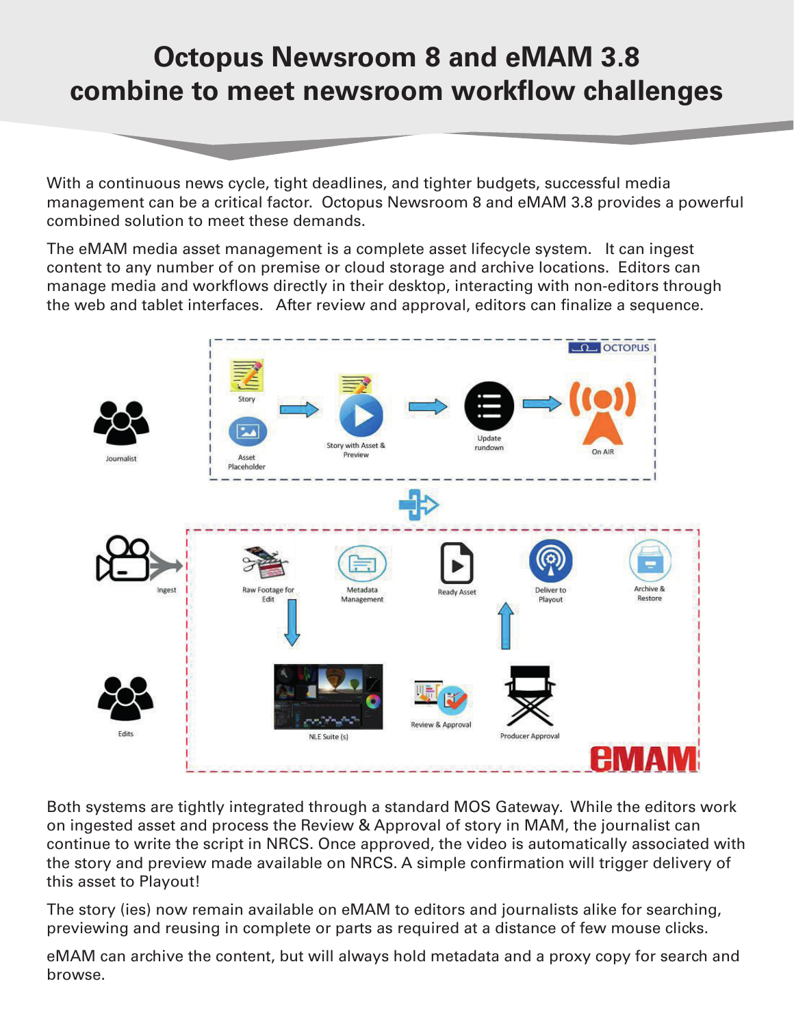# Octopus Newsroom 8 and eMAM 3.8 combine to meet newsroom workflow challenges

With a continuous news cycle, tight deadlines, and tighter budgets, successful media management can be a critical factor. Octopus Newsroom 8 and eMAM 3.8 provides a powerful combined solution to meet these demands.

The eMAM media asset management is a complete asset lifecycle system. It can ingest content to any number of on premise or cloud storage and archive locations. Editors can manage media and workflows directly in their desktop, interacting with non-editors through the web and tablet interfaces. After review and approval, editors can finalize a sequence.

Both systems are tightly integrated through a standard MOS Gateway. While the editors work on ingested asset and process the Review & Approval of story in MAM, the journalist can continue to write the script in NRCS. Once approved, the video is automatically associated with the story and preview made available on NRCS. A simple confirmation will trigger delivery of this asset to Playout!

The story (ies) now remain available on eMAM to editors and journalists alike for searching, previewing and reusing in complete or parts as required at a distance of few mouse clicks.

eMAM can archive the content, but will always hold metadata and a proxy copy for search and browse.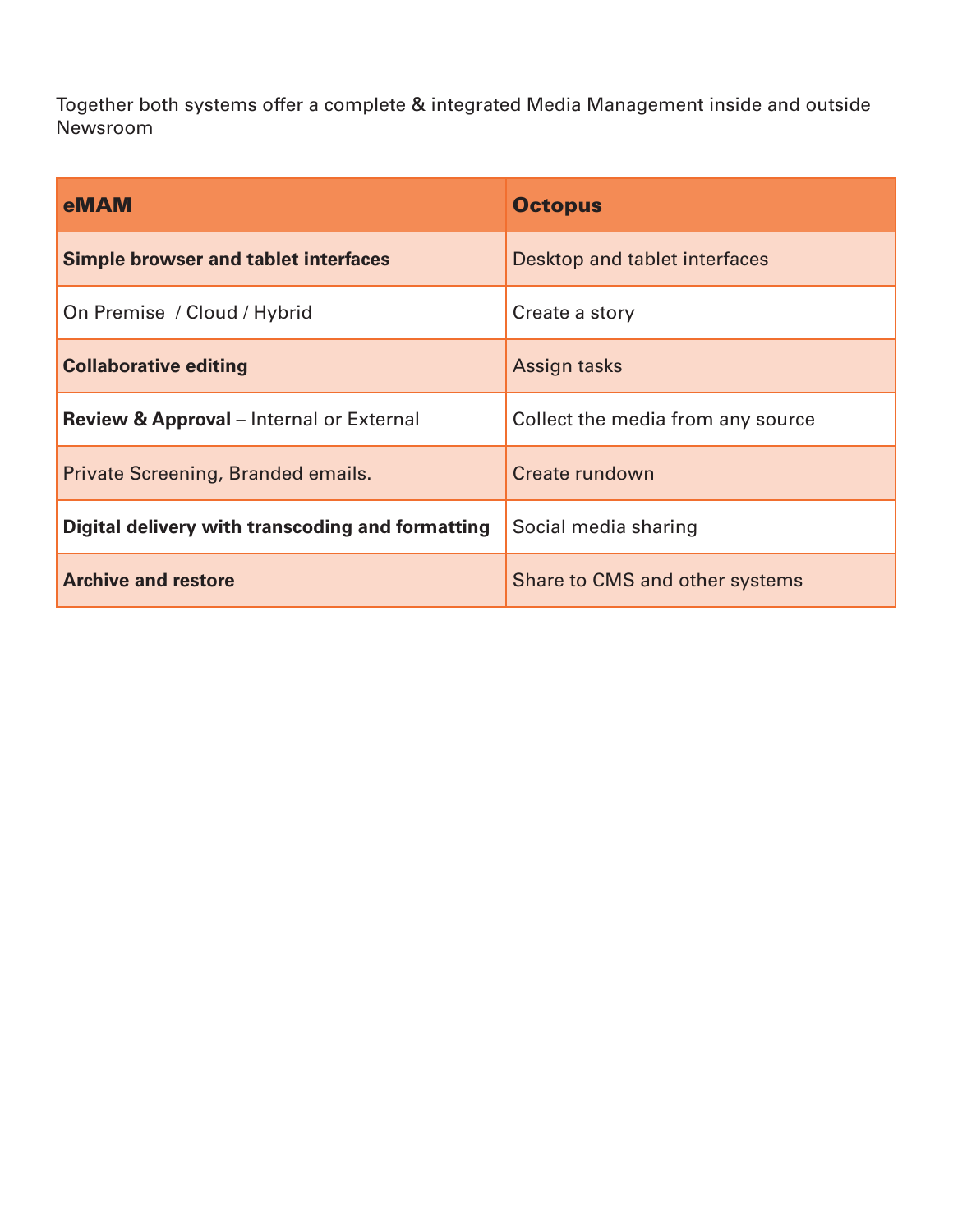Together both systems offer a complete & integrated Media Management inside and outside Newsroom

| **eMAM** | **Octopus** |
|---|---|
| **Simple browser and tablet interfaces** | Desktop and tablet interfaces |
| On Premise / Cloud / Hybrid | Create a story |
| **Collaborative editing** | Assign tasks |
| **Review & Approval** – Internal or External | Collect the media from any source |
| Private Screening, Branded emails. | Create rundown |
| **Digital delivery with transcoding and formatting** | Social media sharing |
| **Archive and restore** | Share to CMS and other systems |